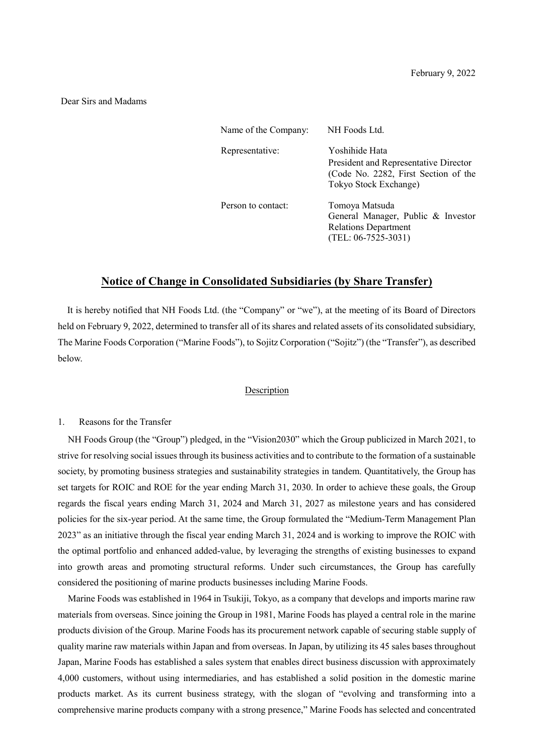February 9, 2022

Dear Sirs and Madams

| | |
|---|---|
| Name of the Company: | NH Foods Ltd. |
| Representative: | Yoshihide Hata<br>President and Representative Director<br>(Code No. 2282, First Section of the Tokyo Stock Exchange) |
| Person to contact: | Tomoya Matsuda<br>General Manager, Public & Investor Relations Department<br>(TEL: 06-7525-3031) |

## Notice of Change in Consolidated Subsidiaries (by Share Transfer)

It is hereby notified that NH Foods Ltd. (the "Company" or "we"), at the meeting of its Board of Directors held on February 9, 2022, determined to transfer all of its shares and related assets of its consolidated subsidiary, The Marine Foods Corporation ("Marine Foods"), to Sojitz Corporation ("Sojitz") (the "Transfer"), as described below.

Description

1. Reasons for the Transfer

NH Foods Group (the "Group") pledged, in the "Vision2030" which the Group publicized in March 2021, to strive for resolving social issues through its business activities and to contribute to the formation of a sustainable society, by promoting business strategies and sustainability strategies in tandem. Quantitatively, the Group has set targets for ROIC and ROE for the year ending March 31, 2030. In order to achieve these goals, the Group regards the fiscal years ending March 31, 2024 and March 31, 2027 as milestone years and has considered policies for the six-year period. At the same time, the Group formulated the "Medium-Term Management Plan 2023" as an initiative through the fiscal year ending March 31, 2024 and is working to improve the ROIC with the optimal portfolio and enhanced added-value, by leveraging the strengths of existing businesses to expand into growth areas and promoting structural reforms. Under such circumstances, the Group has carefully considered the positioning of marine products businesses including Marine Foods.

Marine Foods was established in 1964 in Tsukiji, Tokyo, as a company that develops and imports marine raw materials from overseas. Since joining the Group in 1981, Marine Foods has played a central role in the marine products division of the Group. Marine Foods has its procurement network capable of securing stable supply of quality marine raw materials within Japan and from overseas. In Japan, by utilizing its 45 sales bases throughout Japan, Marine Foods has established a sales system that enables direct business discussion with approximately 4,000 customers, without using intermediaries, and has established a solid position in the domestic marine products market. As its current business strategy, with the slogan of "evolving and transforming into a comprehensive marine products company with a strong presence," Marine Foods has selected and concentrated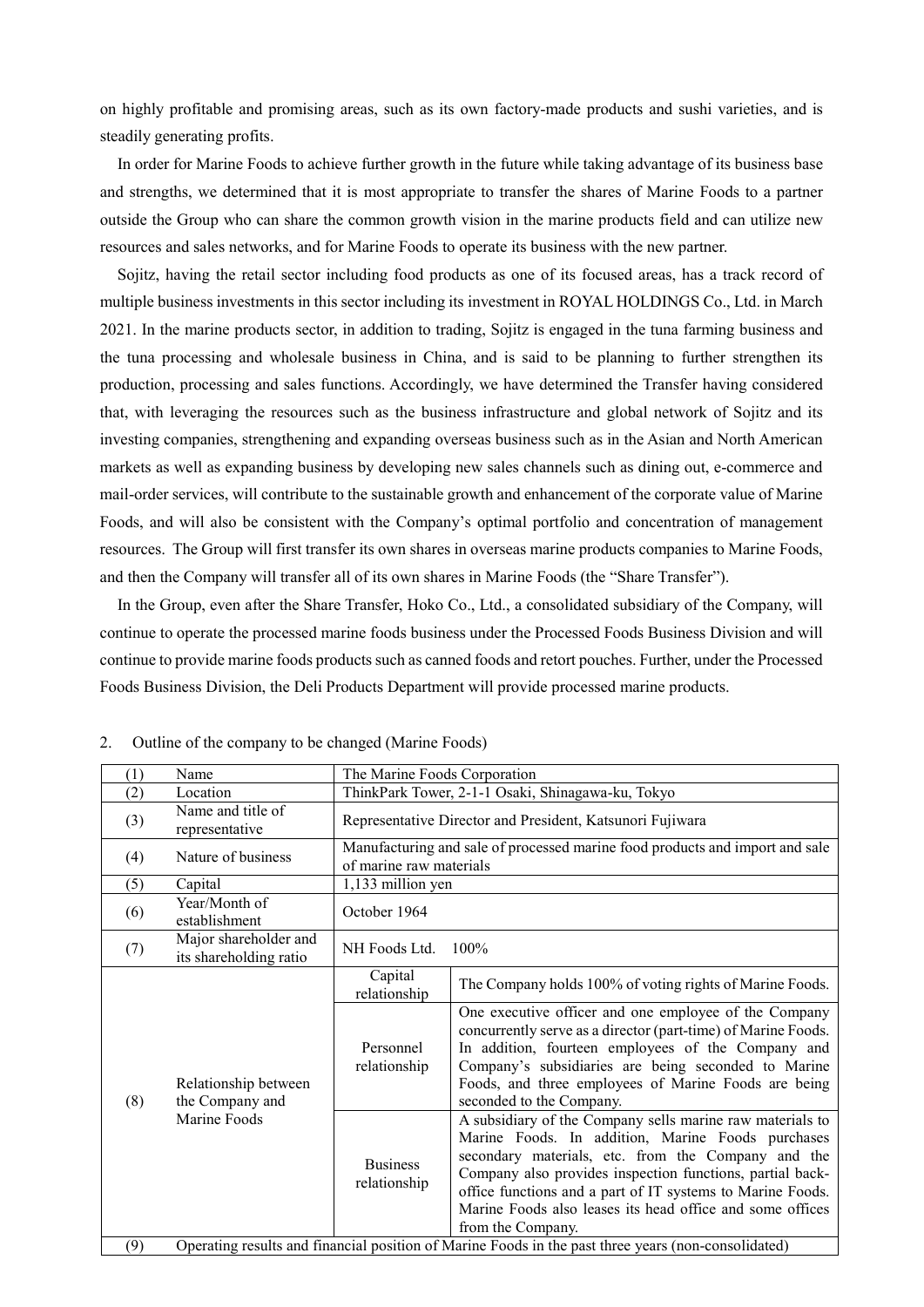on highly profitable and promising areas, such as its own factory-made products and sushi varieties, and is steadily generating profits.

In order for Marine Foods to achieve further growth in the future while taking advantage of its business base and strengths, we determined that it is most appropriate to transfer the shares of Marine Foods to a partner outside the Group who can share the common growth vision in the marine products field and can utilize new resources and sales networks, and for Marine Foods to operate its business with the new partner.

Sojitz, having the retail sector including food products as one of its focused areas, has a track record of multiple business investments in this sector including its investment in ROYAL HOLDINGS Co., Ltd. in March 2021. In the marine products sector, in addition to trading, Sojitz is engaged in the tuna farming business and the tuna processing and wholesale business in China, and is said to be planning to further strengthen its production, processing and sales functions. Accordingly, we have determined the Transfer having considered that, with leveraging the resources such as the business infrastructure and global network of Sojitz and its investing companies, strengthening and expanding overseas business such as in the Asian and North American markets as well as expanding business by developing new sales channels such as dining out, e-commerce and mail-order services, will contribute to the sustainable growth and enhancement of the corporate value of Marine Foods, and will also be consistent with the Company's optimal portfolio and concentration of management resources. The Group will first transfer its own shares in overseas marine products companies to Marine Foods, and then the Company will transfer all of its own shares in Marine Foods (the "Share Transfer").

In the Group, even after the Share Transfer, Hoko Co., Ltd., a consolidated subsidiary of the Company, will continue to operate the processed marine foods business under the Processed Foods Business Division and will continue to provide marine foods products such as canned foods and retort pouches. Further, under the Processed Foods Business Division, the Deli Products Department will provide processed marine products.

2. Outline of the company to be changed (Marine Foods)

| | | | |
|---|---|---|---|
| (1) | Name | The Marine Foods Corporation | |
| (2) | Location | ThinkPark Tower, 2-1-1 Osaki, Shinagawa-ku, Tokyo | |
| (3) | Name and title of representative | Representative Director and President, Katsunori Fujiwara | |
| (4) | Nature of business | Manufacturing and sale of processed marine food products and import and sale of marine raw materials | |
| (5) | Capital | 1,133 million yen | |
| (6) | Year/Month of establishment | October 1964 | |
| (7) | Major shareholder and its shareholding ratio | NH Foods Ltd. 100% | |
| (8) | Relationship between the Company and Marine Foods | Capital relationship | The Company holds 100% of voting rights of Marine Foods. |
| | | Personnel relationship | One executive officer and one employee of the Company concurrently serve as a director (part-time) of Marine Foods. In addition, fourteen employees of the Company and Company's subsidiaries are being seconded to Marine Foods, and three employees of Marine Foods are being seconded to the Company. |
| | | Business relationship | A subsidiary of the Company sells marine raw materials to Marine Foods. In addition, Marine Foods purchases secondary materials, etc. from the Company and the Company also provides inspection functions, partial back-office functions and a part of IT systems to Marine Foods. Marine Foods also leases its head office and some offices from the Company. |
| (9) | Operating results and financial position of Marine Foods in the past three years (non-consolidated) | | |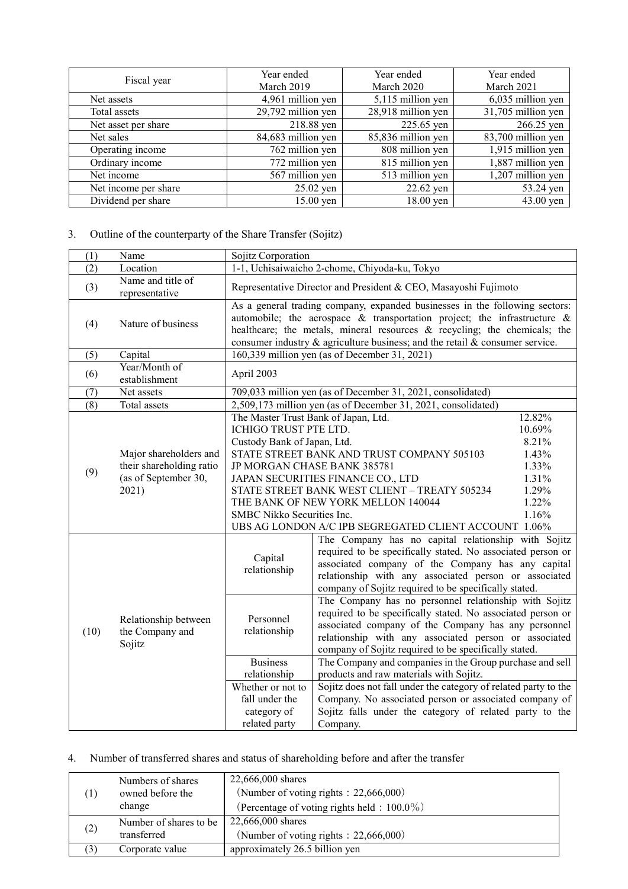| Fiscal year | Year ended March 2019 | Year ended March 2020 | Year ended March 2021 |
|---|---|---|---|
| Net assets | 4,961 million yen | 5,115 million yen | 6,035 million yen |
| Total assets | 29,792 million yen | 28,918 million yen | 31,705 million yen |
| Net asset per share | 218.88 yen | 225.65 yen | 266.25 yen |
| Net sales | 84,683 million yen | 85,836 million yen | 83,700 million yen |
| Operating income | 762 million yen | 808 million yen | 1,915 million yen |
| Ordinary income | 772 million yen | 815 million yen | 1,887 million yen |
| Net income | 567 million yen | 513 million yen | 1,207 million yen |
| Net income per share | 25.02 yen | 22.62 yen | 53.24 yen |
| Dividend per share | 15.00 yen | 18.00 yen | 43.00 yen |

3. Outline of the counterparty of the Share Transfer (Sojitz)

| (1) | Name | Sojitz Corporation | |
|---|---|---|---|
| (2) | Location | 1-1, Uchisaiwaicho 2-chome, Chiyoda-ku, Tokyo | |
| (3) | Name and title of representative | Representative Director and President & CEO, Masayoshi Fujimoto | |
| (4) | Nature of business | As a general trading company, expanded businesses in the following sectors: automobile; the aerospace & transportation project; the infrastructure & healthcare; the metals, mineral resources & recycling; the chemicals; the consumer industry & agriculture business; and the retail & consumer service. | |
| (5) | Capital | 160,339 million yen (as of December 31, 2021) | |
| (6) | Year/Month of establishment | April 2003 | |
| (7) | Net assets | 709,033 million yen (as of December 31, 2021, consolidated) | |
| (8) | Total assets | 2,509,173 million yen (as of December 31, 2021, consolidated) | |
| (9) | Major shareholders and their shareholding ratio (as of September 30, 2021) | The Master Trust Bank of Japan, Ltd. 12.82%<br>ICHIGO TRUST PTE LTD. 10.69%<br>Custody Bank of Japan, Ltd. 8.21%<br>STATE STREET BANK AND TRUST COMPANY 505103 1.43%<br>JP MORGAN CHASE BANK 385781 1.33%<br>JAPAN SECURITIES FINANCE CO., LTD 1.31%<br>STATE STREET BANK WEST CLIENT – TREATY 505234 1.29%<br>THE BANK OF NEW YORK MELLON 140044 1.22%<br>SMBC Nikko Securities Inc. 1.16%<br>UBS AG LONDON A/C IPB SEGREGATED CLIENT ACCOUNT 1.06% | |
| (10) | Relationship between the Company and Sojitz | Capital relationship | The Company has no capital relationship with Sojitz required to be specifically stated. No associated person or associated company of the Company has any capital relationship with any associated person or associated company of Sojitz required to be specifically stated. |
| | | Personnel relationship | The Company has no personnel relationship with Sojitz required to be specifically stated. No associated person or associated company of the Company has any personnel relationship with any associated person or associated company of Sojitz required to be specifically stated. |
| | | Business relationship | The Company and companies in the Group purchase and sell products and raw materials with Sojitz. |
| | | Whether or not to fall under the category of related party | Sojitz does not fall under the category of related party to the Company. No associated person or associated company of Sojitz falls under the category of related party to the Company. |

4. Number of transferred shares and status of shareholding before and after the transfer

| (1) | Numbers of shares owned before the change | 22,666,000 shares<br>（Number of voting rights：22,666,000）<br>（Percentage of voting rights held：100.0％） |
|---|---|---|
| (2) | Number of shares to be transferred | 22,666,000 shares<br>（Number of voting rights：22,666,000） |
| (3) | Corporate value | approximately 26.5 billion yen |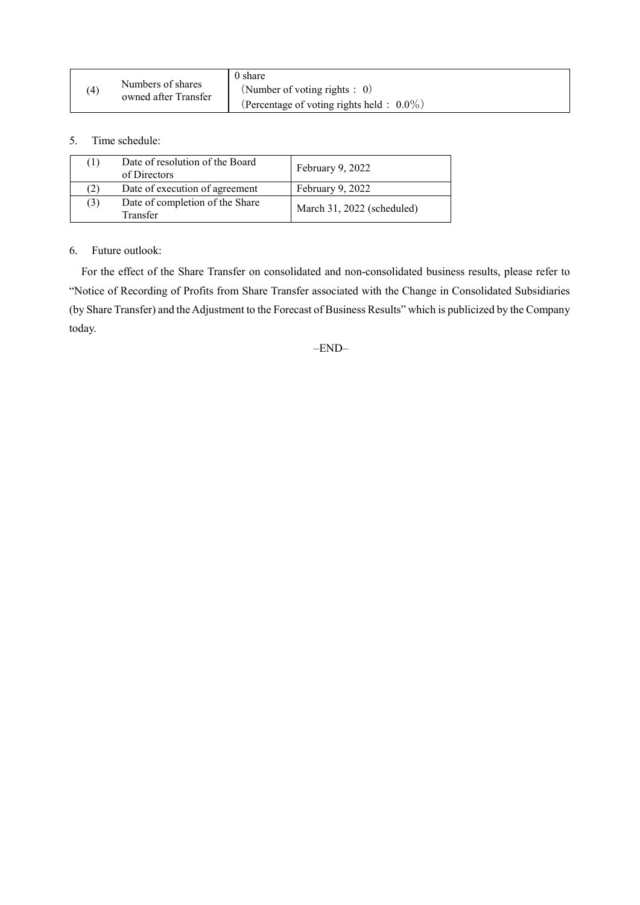| | | |
|---|---|---|
| (4) | Numbers of shares owned after Transfer | 0 share<br>(Number of voting rights： 0)<br>(Percentage of voting rights held： 0.0%) |

5. Time schedule:

| | | |
|---|---|---|
| (1) | Date of resolution of the Board of Directors | February 9, 2022 |
| (2) | Date of execution of agreement | February 9, 2022 |
| (3) | Date of completion of the Share Transfer | March 31, 2022 (scheduled) |

6. Future outlook:

For the effect of the Share Transfer on consolidated and non-consolidated business results, please refer to "Notice of Recording of Profits from Share Transfer associated with the Change in Consolidated Subsidiaries (by Share Transfer) and the Adjustment to the Forecast of Business Results" which is publicized by the Company today.

–END–